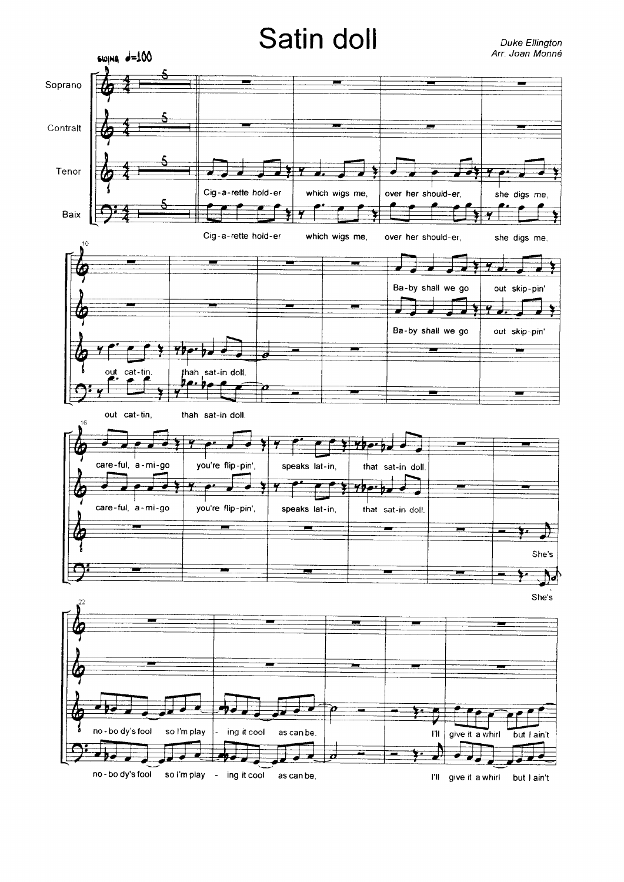# Satin doll

*Duke Ellington*
*Arr. Joan Monné*

swing ♩=100

Soprano
Contralt
Tenor
Baix

Cig-a-rette hold-er which wigs me, over her should-er, she digs me,

out cat-tin, thah sat-in doll.

Ba-by shall we go out skip-pin'

care-ful, a-mi-go you're flip-pin', speaks lat-in, that sat-in doll.

She's

no-bo dy's fool so I'm play - ing it cool as can be, I'll give it a whirl but I ain't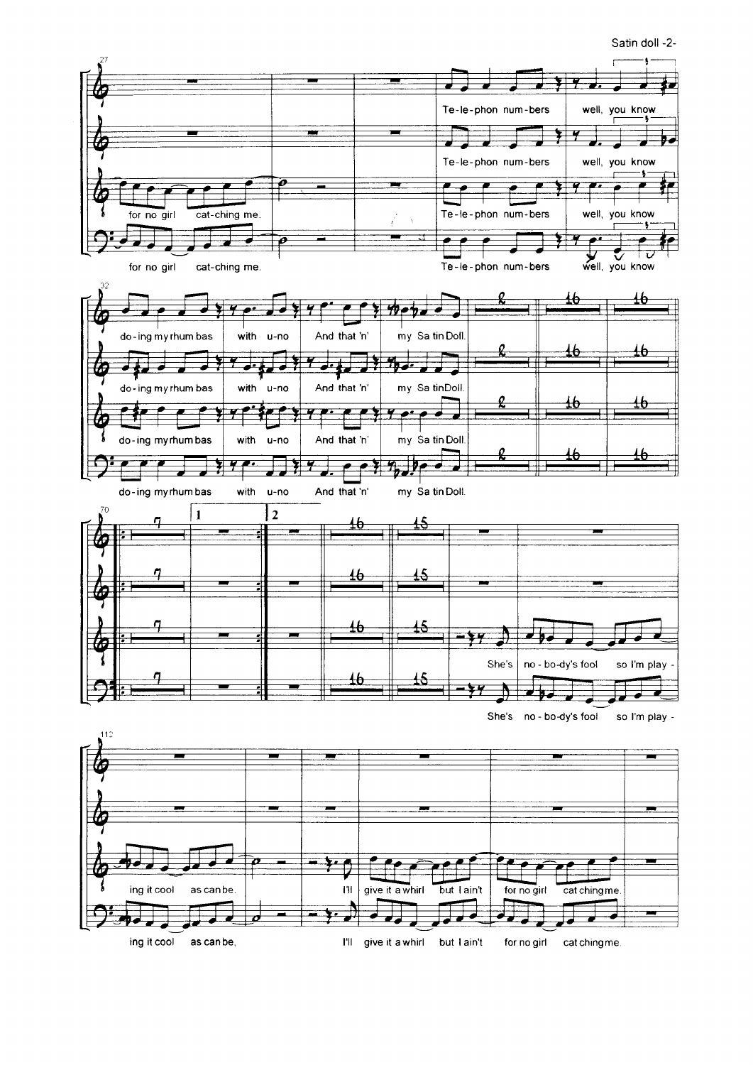27

for no girl cat-ching me.

Te-le-phon num-bers well, you know

32

do-ing my rhum bas with u-no And that 'n' my Sa tin Doll.

70

She's no-bo-dy's fool so I'm play-

112

ing it cool as can be.

I'll give it a whirl but I ain't for no girl cat ching me.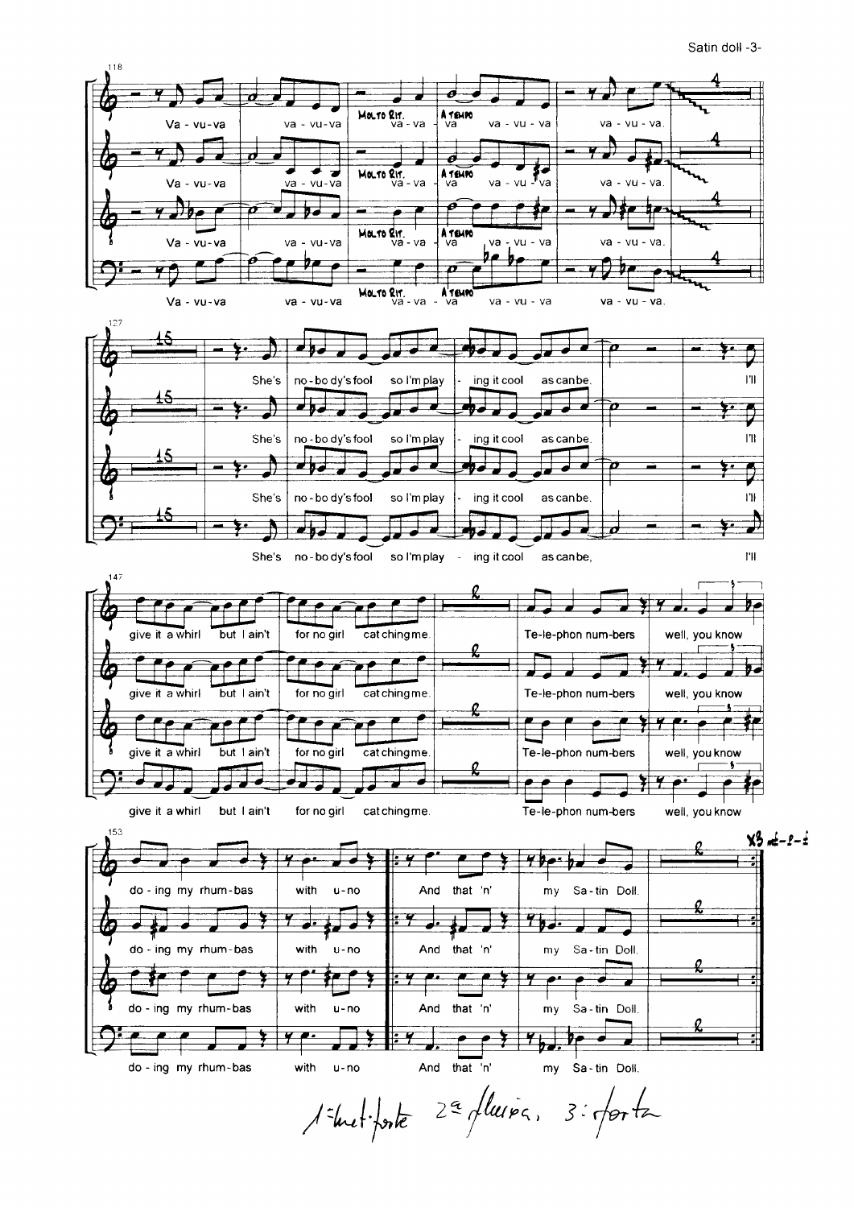118

Molto Rit. A tempo

Va - vu-va va - vu-va va - va - va va - vu - va va - vu - va.

127

She's no-bo dy's fool so I'm play - ing it cool as can be. I'll

147

give it a whirl but I ain't for no girl catching me. Te-le-phon num-bers well, you know

153

do - ing my rhum-bas with u-no And that 'n' my Sa-tin Doll.

X3

1: mezzo-forte 2ª fluido, 3: forte